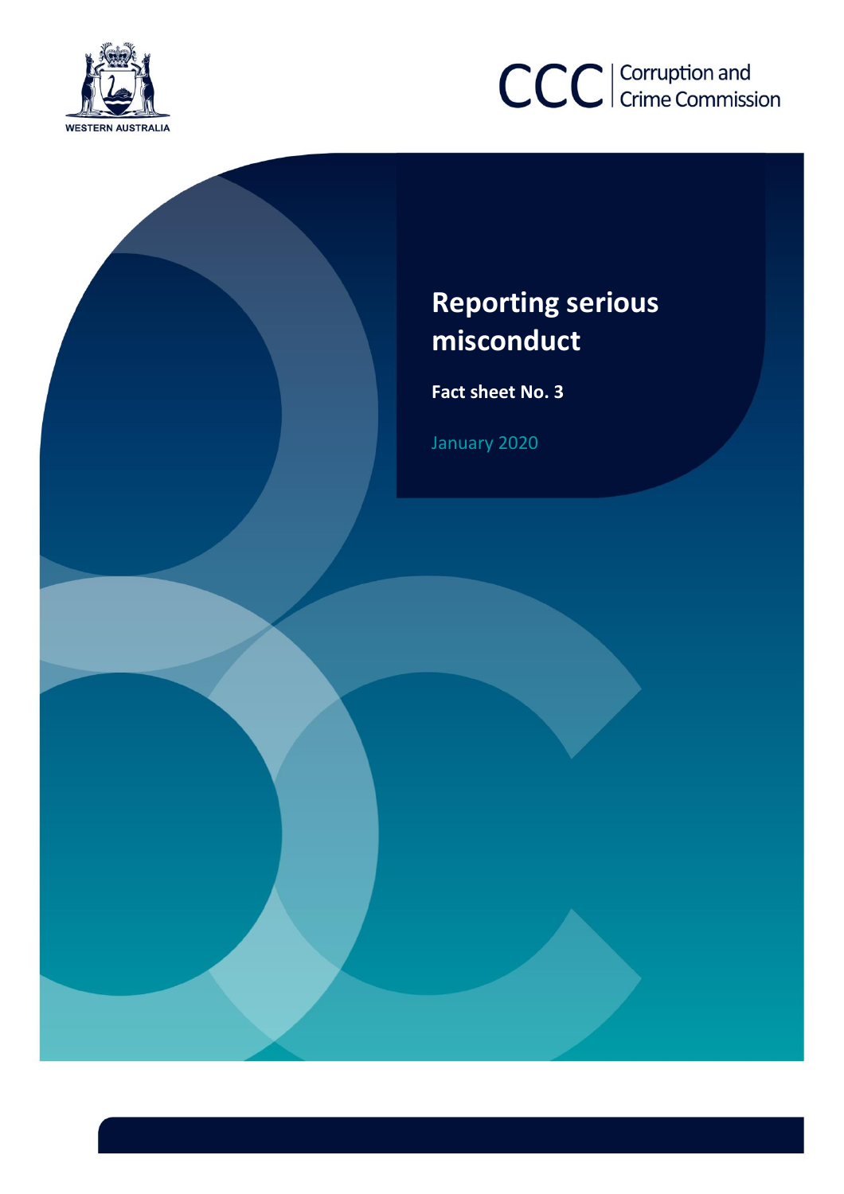WESTERN AUSTRALIA

CCC | Corruption and Crime Commission

# Reporting serious misconduct

**Fact sheet No. 3**

January 2020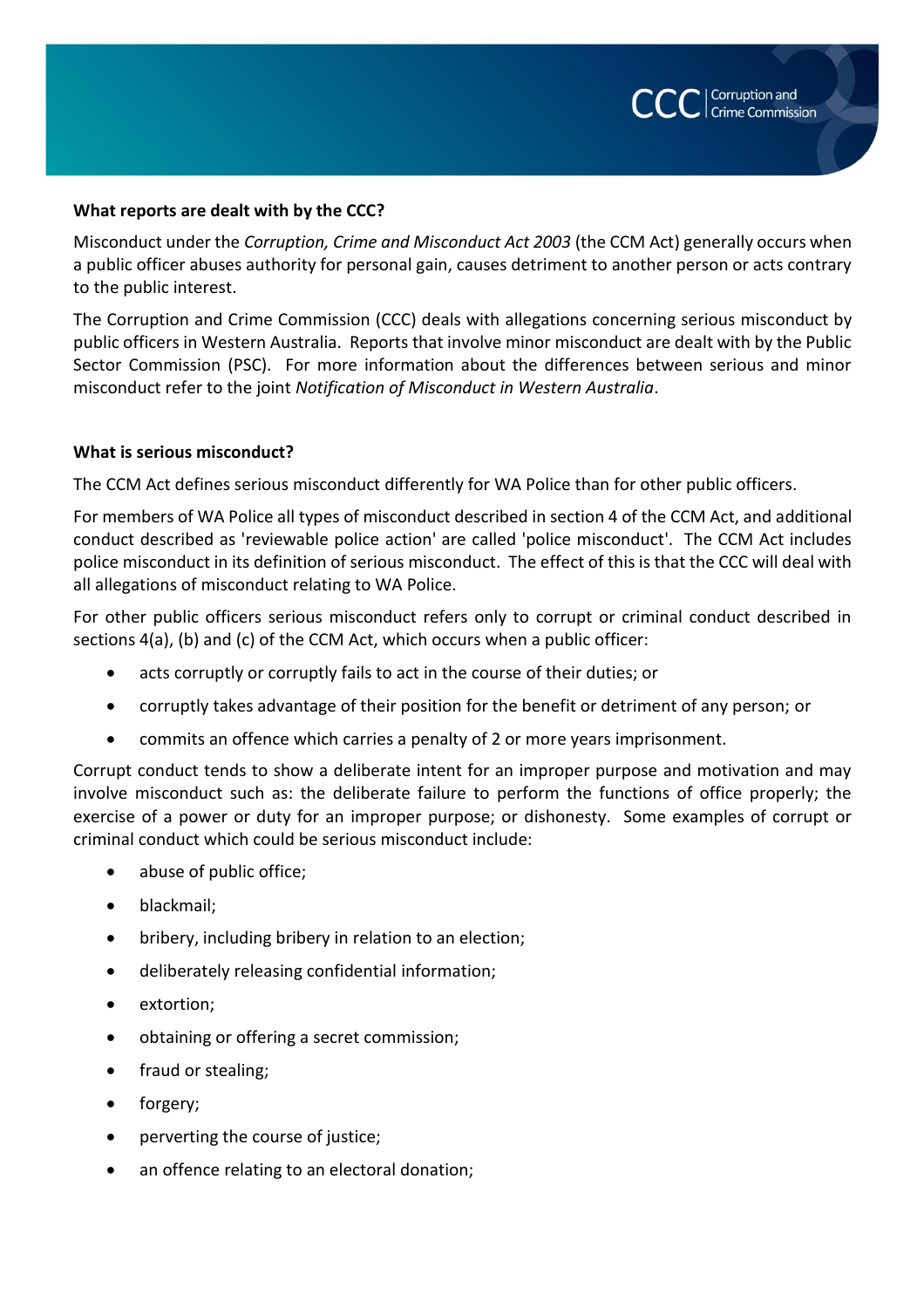**What reports are dealt with by the CCC?**

Misconduct under the *Corruption, Crime and Misconduct Act 2003* (the CCM Act) generally occurs when a public officer abuses authority for personal gain, causes detriment to another person or acts contrary to the public interest.

The Corruption and Crime Commission (CCC) deals with allegations concerning serious misconduct by public officers in Western Australia. Reports that involve minor misconduct are dealt with by the Public Sector Commission (PSC). For more information about the differences between serious and minor misconduct refer to the joint *Notification of Misconduct in Western Australia*.

**What is serious misconduct?**

The CCM Act defines serious misconduct differently for WA Police than for other public officers.

For members of WA Police all types of misconduct described in section 4 of the CCM Act, and additional conduct described as 'reviewable police action' are called 'police misconduct'. The CCM Act includes police misconduct in its definition of serious misconduct. The effect of this is that the CCC will deal with all allegations of misconduct relating to WA Police.

For other public officers serious misconduct refers only to corrupt or criminal conduct described in sections 4(a), (b) and (c) of the CCM Act, which occurs when a public officer:

- acts corruptly or corruptly fails to act in the course of their duties; or
- corruptly takes advantage of their position for the benefit or detriment of any person; or
- commits an offence which carries a penalty of 2 or more years imprisonment.

Corrupt conduct tends to show a deliberate intent for an improper purpose and motivation and may involve misconduct such as: the deliberate failure to perform the functions of office properly; the exercise of a power or duty for an improper purpose; or dishonesty. Some examples of corrupt or criminal conduct which could be serious misconduct include:

- abuse of public office;
- blackmail;
- bribery, including bribery in relation to an election;
- deliberately releasing confidential information;
- extortion;
- obtaining or offering a secret commission;
- fraud or stealing;
- forgery;
- perverting the course of justice;
- an offence relating to an electoral donation;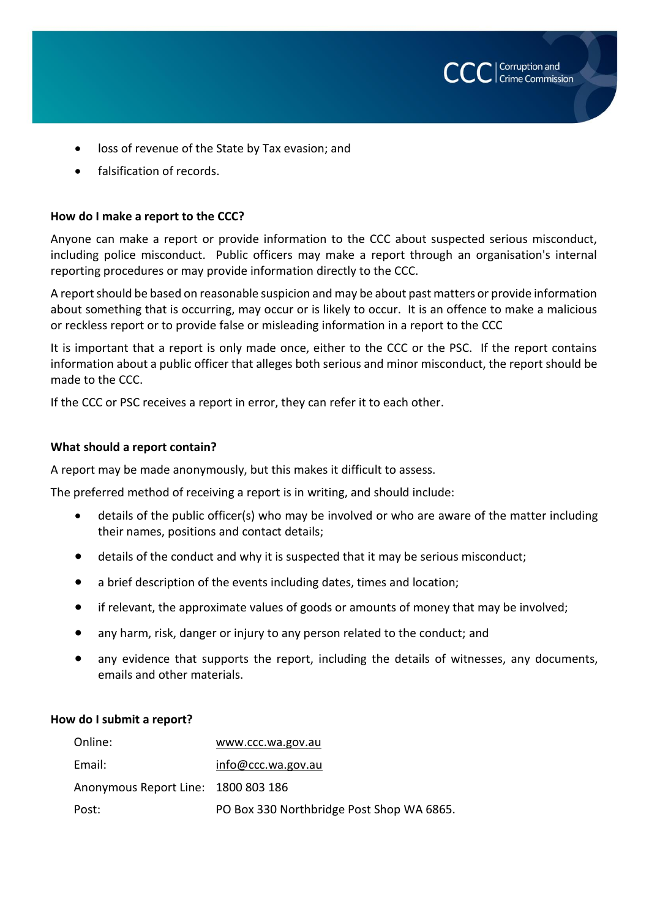- loss of revenue of the State by Tax evasion; and
- falsification of records.

**How do I make a report to the CCC?**

Anyone can make a report or provide information to the CCC about suspected serious misconduct, including police misconduct. Public officers may make a report through an organisation's internal reporting procedures or may provide information directly to the CCC.

A report should be based on reasonable suspicion and may be about past matters or provide information about something that is occurring, may occur or is likely to occur. It is an offence to make a malicious or reckless report or to provide false or misleading information in a report to the CCC

It is important that a report is only made once, either to the CCC or the PSC. If the report contains information about a public officer that alleges both serious and minor misconduct, the report should be made to the CCC.

If the CCC or PSC receives a report in error, they can refer it to each other.

**What should a report contain?**

A report may be made anonymously, but this makes it difficult to assess.

The preferred method of receiving a report is in writing, and should include:

- details of the public officer(s) who may be involved or who are aware of the matter including their names, positions and contact details;
- details of the conduct and why it is suspected that it may be serious misconduct;
- a brief description of the events including dates, times and location;
- if relevant, the approximate values of goods or amounts of money that may be involved;
- any harm, risk, danger or injury to any person related to the conduct; and
- any evidence that supports the report, including the details of witnesses, any documents, emails and other materials.

**How do I submit a report?**

| | |
|---|---|
| Online: | www.ccc.wa.gov.au |
| Email: | info@ccc.wa.gov.au |
| Anonymous Report Line: | 1800 803 186 |
| Post: | PO Box 330 Northbridge Post Shop WA 6865. |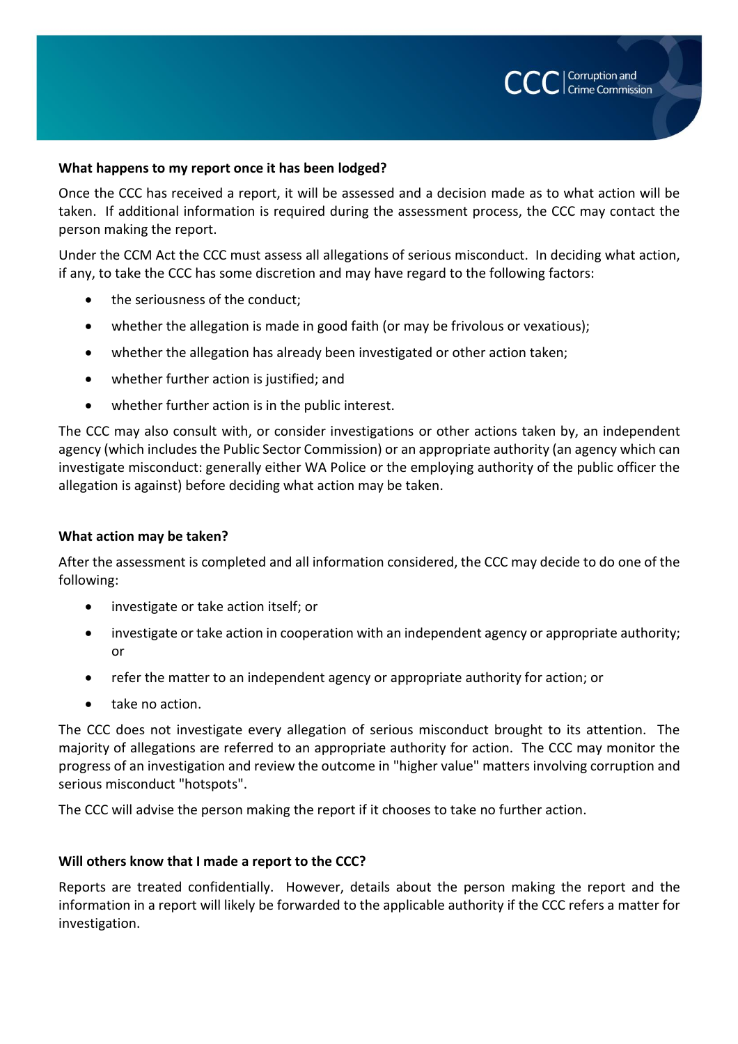**What happens to my report once it has been lodged?**

Once the CCC has received a report, it will be assessed and a decision made as to what action will be taken. If additional information is required during the assessment process, the CCC may contact the person making the report.

Under the CCM Act the CCC must assess all allegations of serious misconduct. In deciding what action, if any, to take the CCC has some discretion and may have regard to the following factors:

- the seriousness of the conduct;
- whether the allegation is made in good faith (or may be frivolous or vexatious);
- whether the allegation has already been investigated or other action taken;
- whether further action is justified; and
- whether further action is in the public interest.

The CCC may also consult with, or consider investigations or other actions taken by, an independent agency (which includes the Public Sector Commission) or an appropriate authority (an agency which can investigate misconduct: generally either WA Police or the employing authority of the public officer the allegation is against) before deciding what action may be taken.

**What action may be taken?**

After the assessment is completed and all information considered, the CCC may decide to do one of the following:

- investigate or take action itself; or
- investigate or take action in cooperation with an independent agency or appropriate authority; or
- refer the matter to an independent agency or appropriate authority for action; or
- take no action.

The CCC does not investigate every allegation of serious misconduct brought to its attention. The majority of allegations are referred to an appropriate authority for action. The CCC may monitor the progress of an investigation and review the outcome in "higher value" matters involving corruption and serious misconduct "hotspots".

The CCC will advise the person making the report if it chooses to take no further action.

**Will others know that I made a report to the CCC?**

Reports are treated confidentially. However, details about the person making the report and the information in a report will likely be forwarded to the applicable authority if the CCC refers a matter for investigation.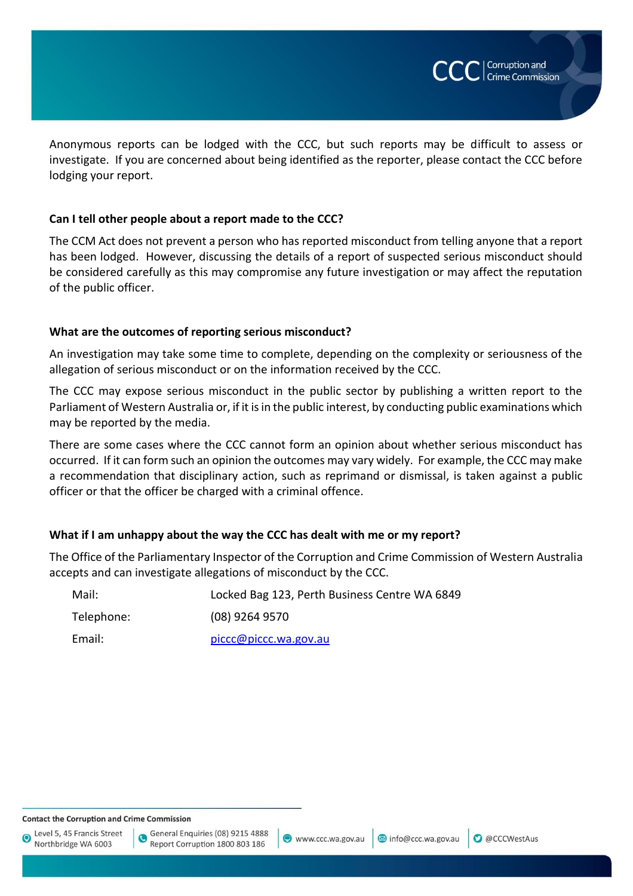Anonymous reports can be lodged with the CCC, but such reports may be difficult to assess or investigate. If you are concerned about being identified as the reporter, please contact the CCC before lodging your report.

### Can I tell other people about a report made to the CCC?

The CCM Act does not prevent a person who has reported misconduct from telling anyone that a report has been lodged. However, discussing the details of a report of suspected serious misconduct should be considered carefully as this may compromise any future investigation or may affect the reputation of the public officer.

### What are the outcomes of reporting serious misconduct?

An investigation may take some time to complete, depending on the complexity or seriousness of the allegation of serious misconduct or on the information received by the CCC.

The CCC may expose serious misconduct in the public sector by publishing a written report to the Parliament of Western Australia or, if it is in the public interest, by conducting public examinations which may be reported by the media.

There are some cases where the CCC cannot form an opinion about whether serious misconduct has occurred. If it can form such an opinion the outcomes may vary widely. For example, the CCC may make a recommendation that disciplinary action, such as reprimand or dismissal, is taken against a public officer or that the officer be charged with a criminal offence.

### What if I am unhappy about the way the CCC has dealt with me or my report?

The Office of the Parliamentary Inspector of the Corruption and Crime Commission of Western Australia accepts and can investigate allegations of misconduct by the CCC.

| | |
|---|---|
| Mail: | Locked Bag 123, Perth Business Centre WA 6849 |
| Telephone: | (08) 9264 9570 |
| Email: | piccc@piccc.wa.gov.au |

**Contact the Corruption and Crime Commission**

Level 5, 45 Francis Street Northbridge WA 6003 | General Enquiries (08) 9215 4888 Report Corruption 1800 803 186 | www.ccc.wa.gov.au | info@ccc.wa.gov.au | @CCCWestAus